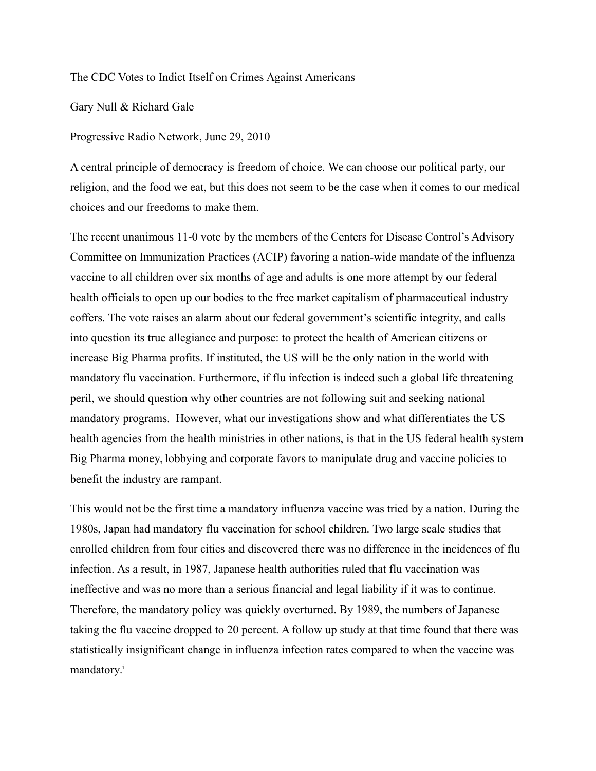The CDC Votes to Indict Itself on Crimes Against Americans

Gary Null & Richard Gale

Progressive Radio Network, June 29, 2010

A central principle of democracy is freedom of choice. We can choose our political party, our religion, and the food we eat, but this does not seem to be the case when it comes to our medical choices and our freedoms to make them.

The recent unanimous 11-0 vote by the members of the Centers for Disease Control's Advisory Committee on Immunization Practices (ACIP) favoring a nation-wide mandate of the influenza vaccine to all children over six months of age and adults is one more attempt by our federal health officials to open up our bodies to the free market capitalism of pharmaceutical industry coffers. The vote raises an alarm about our federal government's scientific integrity, and calls into question its true allegiance and purpose: to protect the health of American citizens or increase Big Pharma profits. If instituted, the US will be the only nation in the world with mandatory flu vaccination. Furthermore, if flu infection is indeed such a global life threatening peril, we should question why other countries are not following suit and seeking national mandatory programs. However, what our investigations show and what differentiates the US health agencies from the health ministries in other nations, is that in the US federal health system Big Pharma money, lobbying and corporate favors to manipulate drug and vaccine policies to benefit the industry are rampant.

This would not be the first time a mandatory influenza vaccine was tried by a nation. During the 1980s, Japan had mandatory flu vaccination for school children. Two large scale studies that enrolled children from four cities and discovered there was no difference in the incidences of flu infection. As a result, in 1987, Japanese health authorities ruled that flu vaccination was ineffective and was no more than a serious financial and legal liability if it was to continue. Therefore, the mandatory policy was quickly overturned. By 1989, the numbers of Japanese taking the flu vaccine dropped to 20 percent. A follow up study at that time found that there was statistically insignificant change in influenza infection rates compared to when the vaccine was mandatory.[i]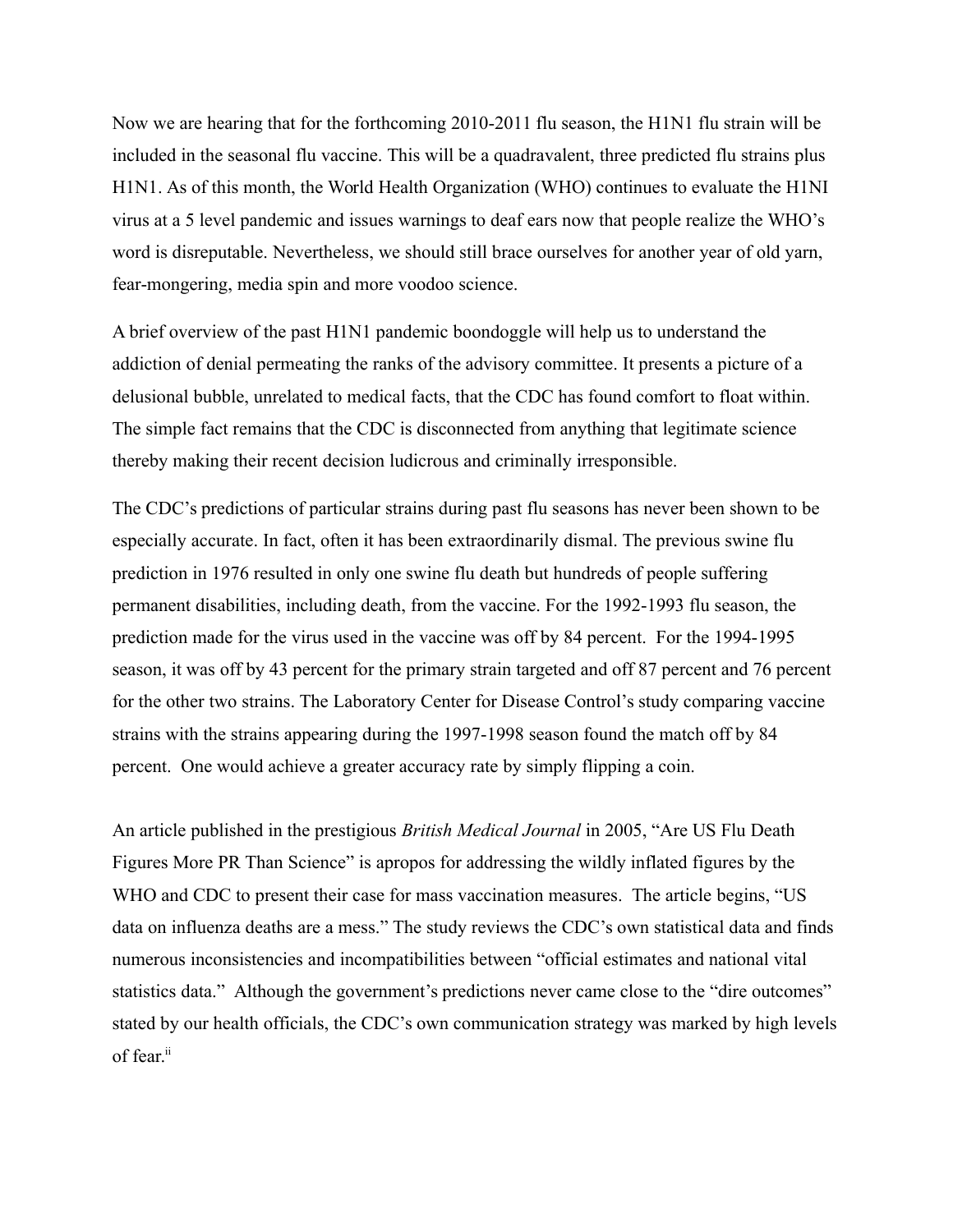Now we are hearing that for the forthcoming 2010-2011 flu season, the H1N1 flu strain will be included in the seasonal flu vaccine. This will be a quadravalent, three predicted flu strains plus H1N1. As of this month, the World Health Organization (WHO) continues to evaluate the H1NI virus at a 5 level pandemic and issues warnings to deaf ears now that people realize the WHO's word is disreputable. Nevertheless, we should still brace ourselves for another year of old yarn, fear-mongering, media spin and more voodoo science.

A brief overview of the past H1N1 pandemic boondoggle will help us to understand the addiction of denial permeating the ranks of the advisory committee. It presents a picture of a delusional bubble, unrelated to medical facts, that the CDC has found comfort to float within. The simple fact remains that the CDC is disconnected from anything that legitimate science thereby making their recent decision ludicrous and criminally irresponsible.

The CDC's predictions of particular strains during past flu seasons has never been shown to be especially accurate. In fact, often it has been extraordinarily dismal. The previous swine flu prediction in 1976 resulted in only one swine flu death but hundreds of people suffering permanent disabilities, including death, from the vaccine. For the 1992-1993 flu season, the prediction made for the virus used in the vaccine was off by 84 percent. For the 1994-1995 season, it was off by 43 percent for the primary strain targeted and off 87 percent and 76 percent for the other two strains. The Laboratory Center for Disease Control's study comparing vaccine strains with the strains appearing during the 1997-1998 season found the match off by 84 percent. One would achieve a greater accuracy rate by simply flipping a coin.

An article published in the prestigious *British Medical Journal* in 2005, "Are US Flu Death Figures More PR Than Science" is apropos for addressing the wildly inflated figures by the WHO and CDC to present their case for mass vaccination measures. The article begins, "US data on influenza deaths are a mess." The study reviews the CDC's own statistical data and finds numerous inconsistencies and incompatibilities between "official estimates and national vital statistics data." Although the government's predictions never came close to the "dire outcomes" stated by our health officials, the CDC's own communication strategy was marked by high levels of fear.[ii]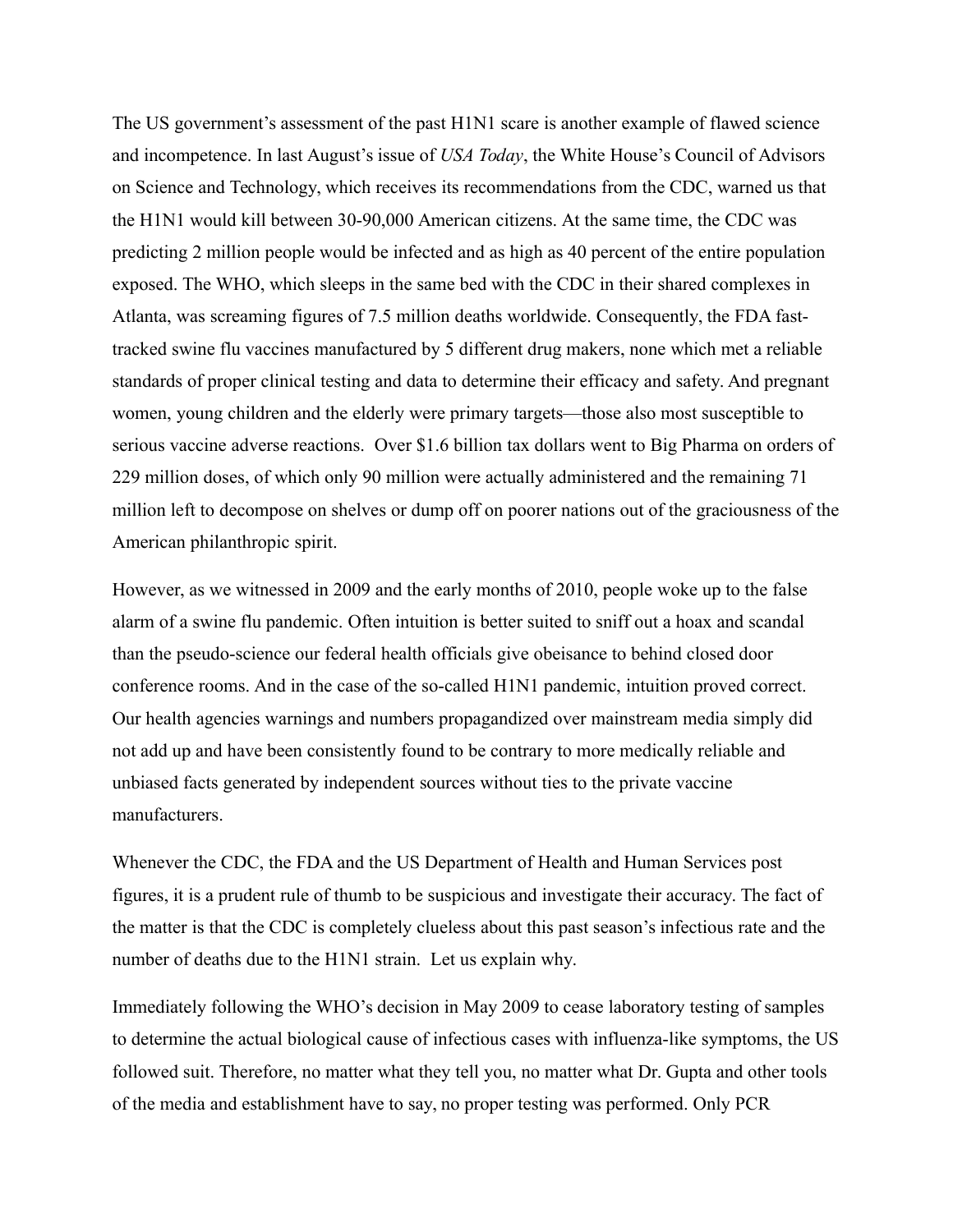The US government's assessment of the past H1N1 scare is another example of flawed science and incompetence. In last August's issue of *USA Today*, the White House's Council of Advisors on Science and Technology, which receives its recommendations from the CDC, warned us that the H1N1 would kill between 30-90,000 American citizens. At the same time, the CDC was predicting 2 million people would be infected and as high as 40 percent of the entire population exposed. The WHO, which sleeps in the same bed with the CDC in their shared complexes in Atlanta, was screaming figures of 7.5 million deaths worldwide. Consequently, the FDA fast-tracked swine flu vaccines manufactured by 5 different drug makers, none which met a reliable standards of proper clinical testing and data to determine their efficacy and safety. And pregnant women, young children and the elderly were primary targets—those also most susceptible to serious vaccine adverse reactions.  Over $1.6 billion tax dollars went to Big Pharma on orders of 229 million doses, of which only 90 million were actually administered and the remaining 71 million left to decompose on shelves or dump off on poorer nations out of the graciousness of the American philanthropic spirit.

However, as we witnessed in 2009 and the early months of 2010, people woke up to the false alarm of a swine flu pandemic. Often intuition is better suited to sniff out a hoax and scandal than the pseudo-science our federal health officials give obeisance to behind closed door conference rooms. And in the case of the so-called H1N1 pandemic, intuition proved correct. Our health agencies warnings and numbers propagandized over mainstream media simply did not add up and have been consistently found to be contrary to more medically reliable and unbiased facts generated by independent sources without ties to the private vaccine manufacturers.

Whenever the CDC, the FDA and the US Department of Health and Human Services post figures, it is a prudent rule of thumb to be suspicious and investigate their accuracy. The fact of the matter is that the CDC is completely clueless about this past season's infectious rate and the number of deaths due to the H1N1 strain.  Let us explain why.

Immediately following the WHO's decision in May 2009 to cease laboratory testing of samples to determine the actual biological cause of infectious cases with influenza-like symptoms, the US followed suit. Therefore, no matter what they tell you, no matter what Dr. Gupta and other tools of the media and establishment have to say, no proper testing was performed. Only PCR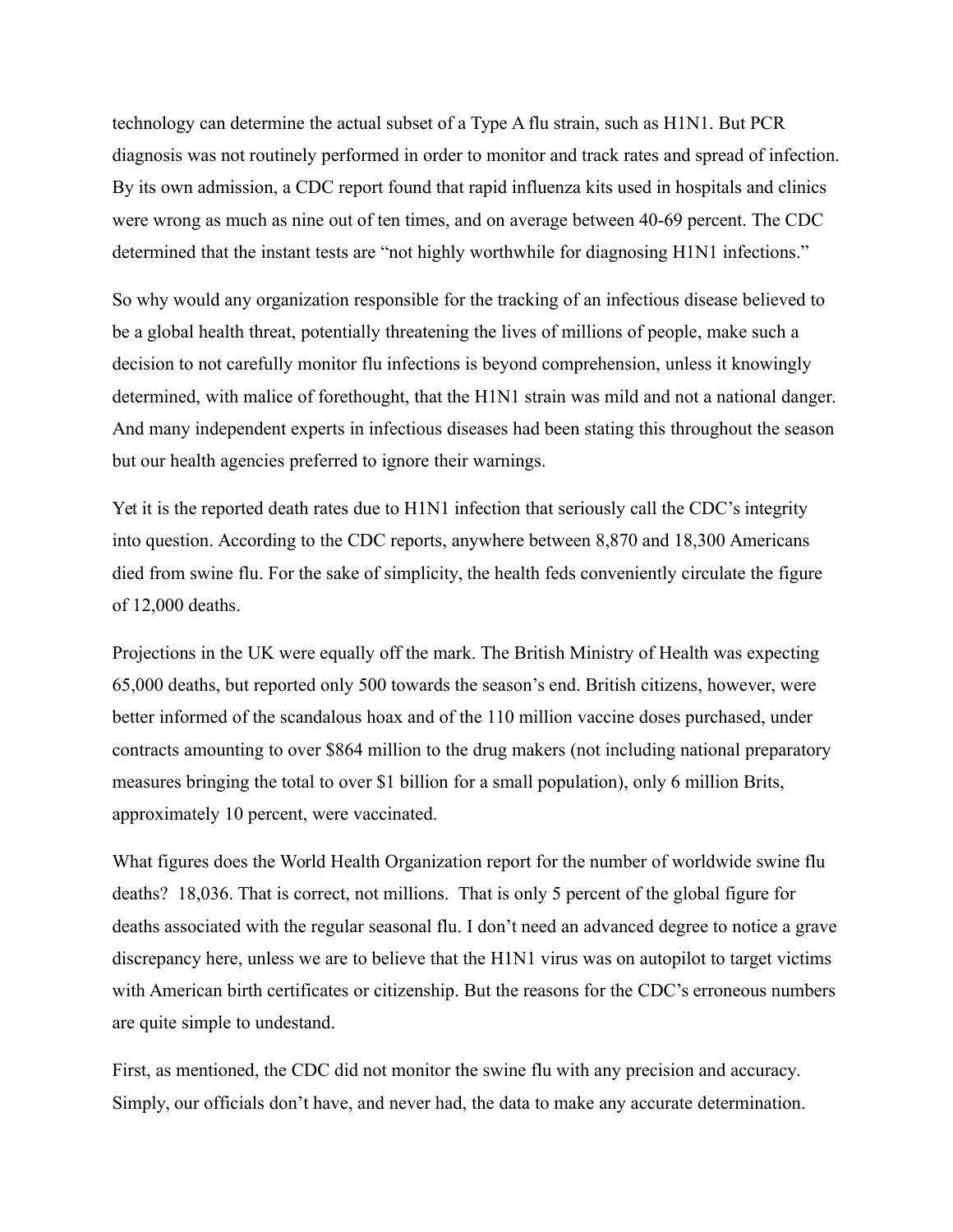technology can determine the actual subset of a Type A flu strain, such as H1N1. But PCR diagnosis was not routinely performed in order to monitor and track rates and spread of infection. By its own admission, a CDC report found that rapid influenza kits used in hospitals and clinics were wrong as much as nine out of ten times, and on average between 40-69 percent. The CDC determined that the instant tests are "not highly worthwhile for diagnosing H1N1 infections."

So why would any organization responsible for the tracking of an infectious disease believed to be a global health threat, potentially threatening the lives of millions of people, make such a decision to not carefully monitor flu infections is beyond comprehension, unless it knowingly determined, with malice of forethought, that the H1N1 strain was mild and not a national danger. And many independent experts in infectious diseases had been stating this throughout the season but our health agencies preferred to ignore their warnings.

Yet it is the reported death rates due to H1N1 infection that seriously call the CDC's integrity into question. According to the CDC reports, anywhere between 8,870 and 18,300 Americans died from swine flu. For the sake of simplicity, the health feds conveniently circulate the figure of 12,000 deaths.

Projections in the UK were equally off the mark. The British Ministry of Health was expecting 65,000 deaths, but reported only 500 towards the season's end. British citizens, however, were better informed of the scandalous hoax and of the 110 million vaccine doses purchased, under contracts amounting to over $864 million to the drug makers (not including national preparatory measures bringing the total to over $1 billion for a small population), only 6 million Brits, approximately 10 percent, were vaccinated.

What figures does the World Health Organization report for the number of worldwide swine flu deaths? 18,036. That is correct, not millions. That is only 5 percent of the global figure for deaths associated with the regular seasonal flu. I don't need an advanced degree to notice a grave discrepancy here, unless we are to believe that the H1N1 virus was on autopilot to target victims with American birth certificates or citizenship. But the reasons for the CDC's erroneous numbers are quite simple to undestand.

First, as mentioned, the CDC did not monitor the swine flu with any precision and accuracy. Simply, our officials don't have, and never had, the data to make any accurate determination.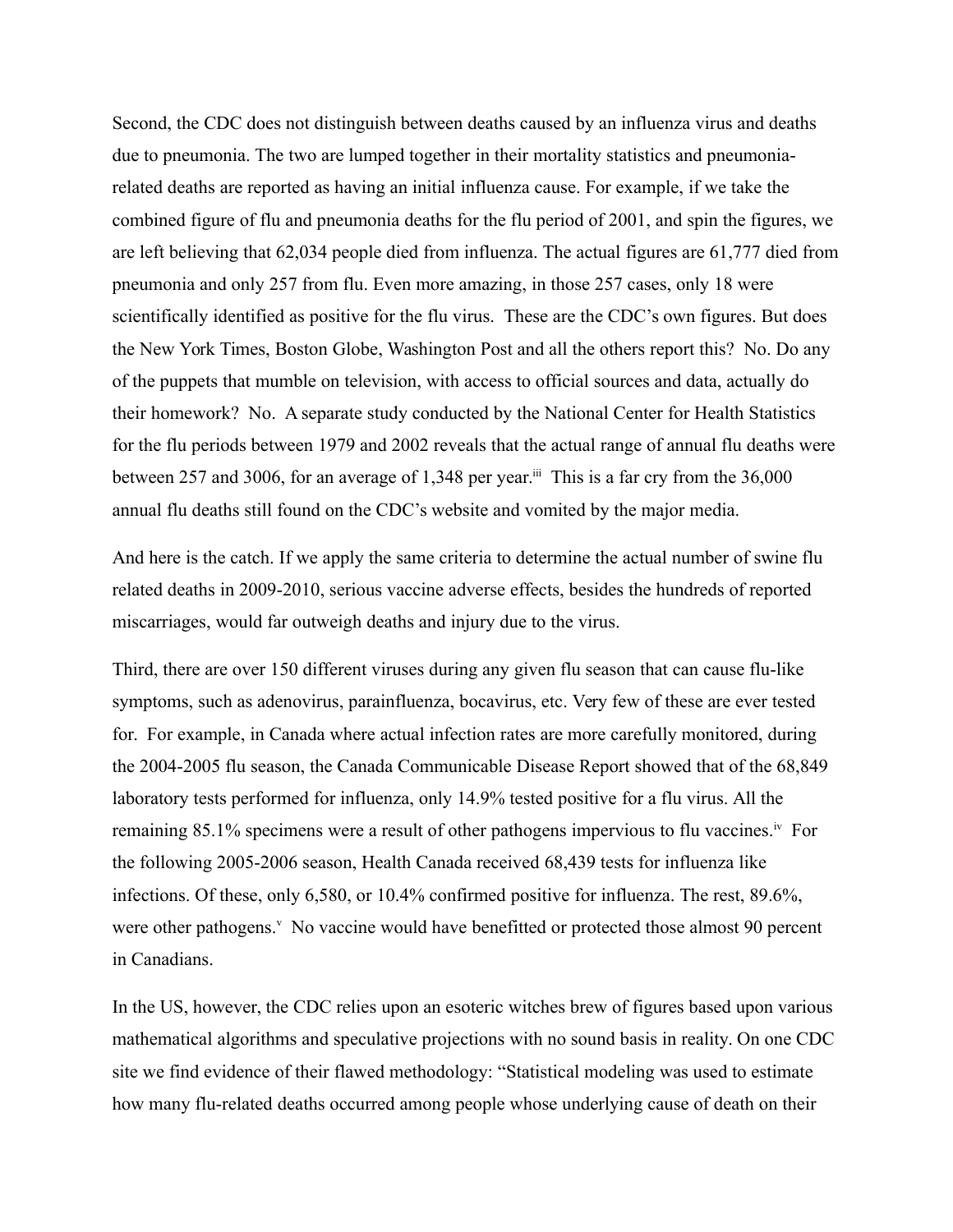Second, the CDC does not distinguish between deaths caused by an influenza virus and deaths due to pneumonia. The two are lumped together in their mortality statistics and pneumonia-related deaths are reported as having an initial influenza cause. For example, if we take the combined figure of flu and pneumonia deaths for the flu period of 2001, and spin the figures, we are left believing that 62,034 people died from influenza. The actual figures are 61,777 died from pneumonia and only 257 from flu. Even more amazing, in those 257 cases, only 18 were scientifically identified as positive for the flu virus. These are the CDC's own figures. But does the New York Times, Boston Globe, Washington Post and all the others report this? No. Do any of the puppets that mumble on television, with access to official sources and data, actually do their homework? No. A separate study conducted by the National Center for Health Statistics for the flu periods between 1979 and 2002 reveals that the actual range of annual flu deaths were between 257 and 3006, for an average of 1,348 per year.[iii] This is a far cry from the 36,000 annual flu deaths still found on the CDC's website and vomited by the major media.

And here is the catch. If we apply the same criteria to determine the actual number of swine flu related deaths in 2009-2010, serious vaccine adverse effects, besides the hundreds of reported miscarriages, would far outweigh deaths and injury due to the virus.

Third, there are over 150 different viruses during any given flu season that can cause flu-like symptoms, such as adenovirus, parainfluenza, bocavirus, etc. Very few of these are ever tested for. For example, in Canada where actual infection rates are more carefully monitored, during the 2004-2005 flu season, the Canada Communicable Disease Report showed that of the 68,849 laboratory tests performed for influenza, only 14.9% tested positive for a flu virus. All the remaining 85.1% specimens were a result of other pathogens impervious to flu vaccines.[iv] For the following 2005-2006 season, Health Canada received 68,439 tests for influenza like infections. Of these, only 6,580, or 10.4% confirmed positive for influenza. The rest, 89.6%, were other pathogens.[v] No vaccine would have benefitted or protected those almost 90 percent in Canadians.

In the US, however, the CDC relies upon an esoteric witches brew of figures based upon various mathematical algorithms and speculative projections with no sound basis in reality. On one CDC site we find evidence of their flawed methodology: "Statistical modeling was used to estimate how many flu-related deaths occurred among people whose underlying cause of death on their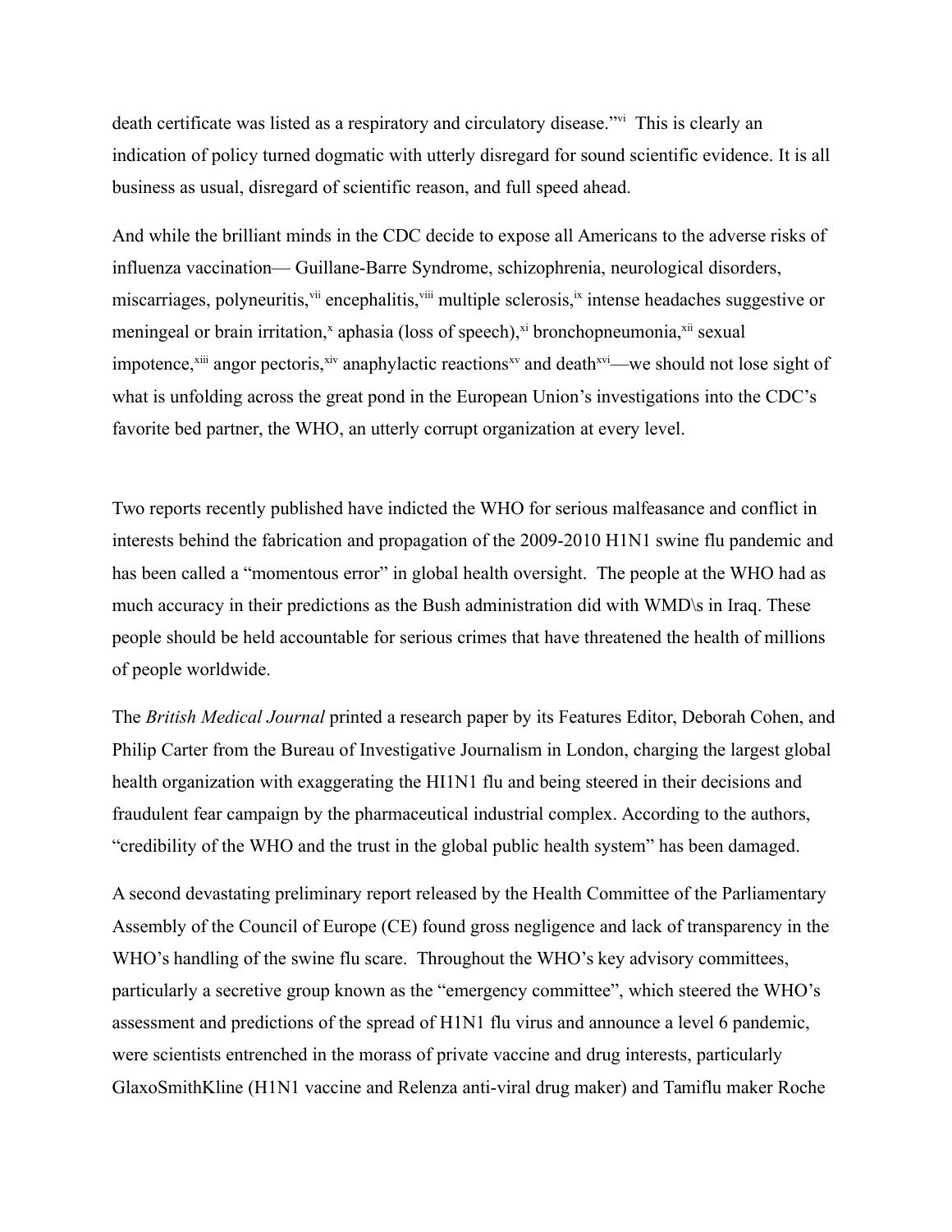death certificate was listed as a respiratory and circulatory disease."[vi] This is clearly an indication of policy turned dogmatic with utterly disregard for sound scientific evidence. It is all business as usual, disregard of scientific reason, and full speed ahead.

And while the brilliant minds in the CDC decide to expose all Americans to the adverse risks of influenza vaccination— Guillane-Barre Syndrome, schizophrenia, neurological disorders, miscarriages, polyneuritis,[vii] encephalitis,[viii] multiple sclerosis,[ix] intense headaches suggestive or meningeal or brain irritation,[x] aphasia (loss of speech),[xi] bronchopneumonia,[xii] sexual impotence,[xiii] angor pectoris,[xiv] anaphylactic reactions[xv] and death[xvi]—we should not lose sight of what is unfolding across the great pond in the European Union's investigations into the CDC's favorite bed partner, the WHO, an utterly corrupt organization at every level.

Two reports recently published have indicted the WHO for serious malfeasance and conflict in interests behind the fabrication and propagation of the 2009-2010 H1N1 swine flu pandemic and has been called a "momentous error" in global health oversight. The people at the WHO had as much accuracy in their predictions as the Bush administration did with WMD\s in Iraq. These people should be held accountable for serious crimes that have threatened the health of millions of people worldwide.

The *British Medical Journal* printed a research paper by its Features Editor, Deborah Cohen, and Philip Carter from the Bureau of Investigative Journalism in London, charging the largest global health organization with exaggerating the HI1N1 flu and being steered in their decisions and fraudulent fear campaign by the pharmaceutical industrial complex. According to the authors, "credibility of the WHO and the trust in the global public health system" has been damaged.

A second devastating preliminary report released by the Health Committee of the Parliamentary Assembly of the Council of Europe (CE) found gross negligence and lack of transparency in the WHO's handling of the swine flu scare. Throughout the WHO's key advisory committees, particularly a secretive group known as the "emergency committee", which steered the WHO's assessment and predictions of the spread of H1N1 flu virus and announce a level 6 pandemic, were scientists entrenched in the morass of private vaccine and drug interests, particularly GlaxoSmithKline (H1N1 vaccine and Relenza anti-viral drug maker) and Tamiflu maker Roche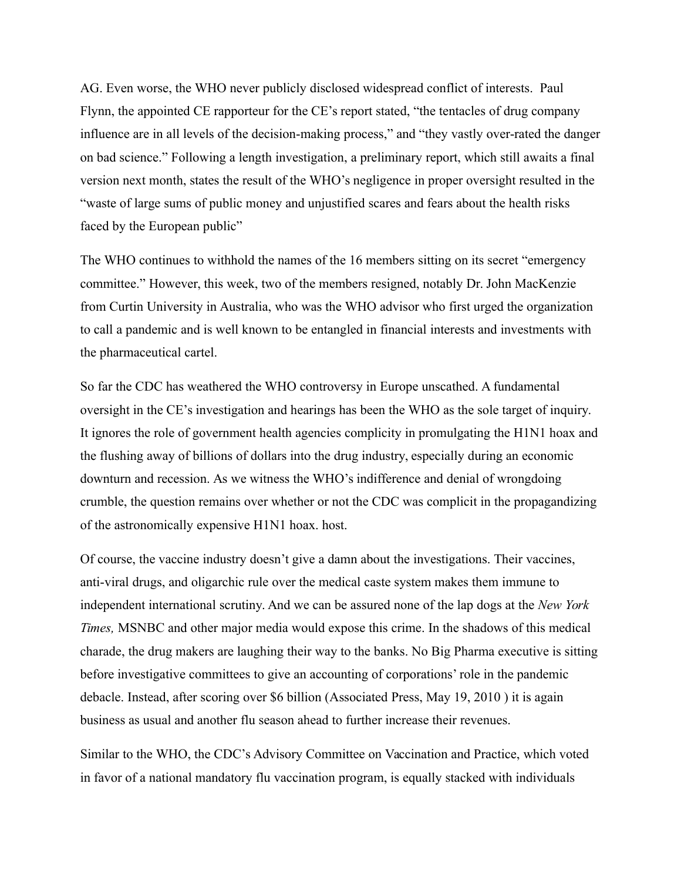AG. Even worse, the WHO never publicly disclosed widespread conflict of interests. Paul Flynn, the appointed CE rapporteur for the CE's report stated, "the tentacles of drug company influence are in all levels of the decision-making process," and "they vastly over-rated the danger on bad science." Following a length investigation, a preliminary report, which still awaits a final version next month, states the result of the WHO's negligence in proper oversight resulted in the "waste of large sums of public money and unjustified scares and fears about the health risks faced by the European public"

The WHO continues to withhold the names of the 16 members sitting on its secret "emergency committee." However, this week, two of the members resigned, notably Dr. John MacKenzie from Curtin University in Australia, who was the WHO advisor who first urged the organization to call a pandemic and is well known to be entangled in financial interests and investments with the pharmaceutical cartel.

So far the CDC has weathered the WHO controversy in Europe unscathed. A fundamental oversight in the CE's investigation and hearings has been the WHO as the sole target of inquiry. It ignores the role of government health agencies complicity in promulgating the H1N1 hoax and the flushing away of billions of dollars into the drug industry, especially during an economic downturn and recession. As we witness the WHO's indifference and denial of wrongdoing crumble, the question remains over whether or not the CDC was complicit in the propagandizing of the astronomically expensive H1N1 hoax. host.

Of course, the vaccine industry doesn't give a damn about the investigations. Their vaccines, anti-viral drugs, and oligarchic rule over the medical caste system makes them immune to independent international scrutiny. And we can be assured none of the lap dogs at the *New York Times,* MSNBC and other major media would expose this crime. In the shadows of this medical charade, the drug makers are laughing their way to the banks. No Big Pharma executive is sitting before investigative committees to give an accounting of corporations' role in the pandemic debacle. Instead, after scoring over $6 billion (Associated Press, May 19, 2010 ) it is again business as usual and another flu season ahead to further increase their revenues.

Similar to the WHO, the CDC's Advisory Committee on Vaccination and Practice, which voted in favor of a national mandatory flu vaccination program, is equally stacked with individuals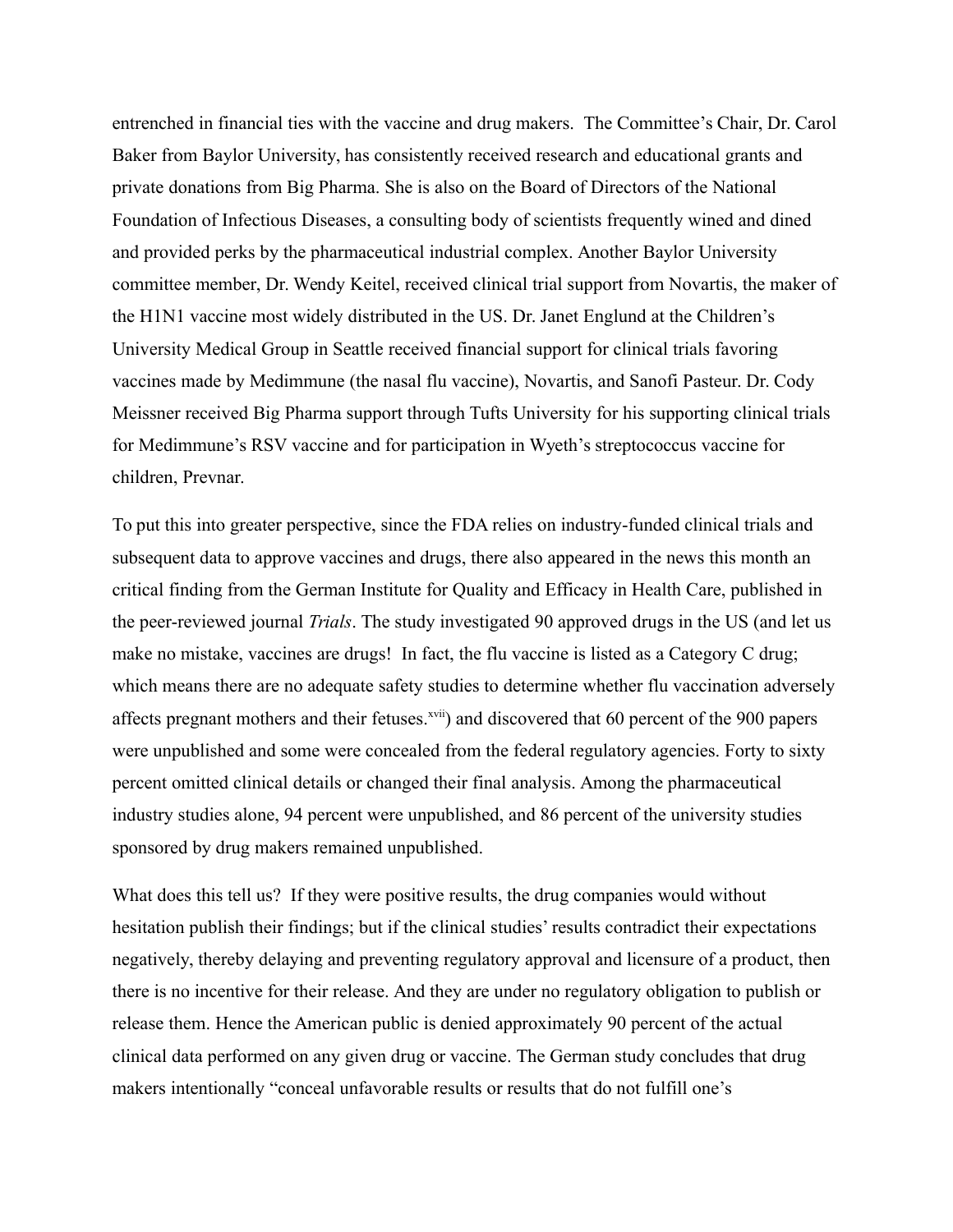entrenched in financial ties with the vaccine and drug makers. The Committee's Chair, Dr. Carol Baker from Baylor University, has consistently received research and educational grants and private donations from Big Pharma. She is also on the Board of Directors of the National Foundation of Infectious Diseases, a consulting body of scientists frequently wined and dined and provided perks by the pharmaceutical industrial complex. Another Baylor University committee member, Dr. Wendy Keitel, received clinical trial support from Novartis, the maker of the H1N1 vaccine most widely distributed in the US. Dr. Janet Englund at the Children's University Medical Group in Seattle received financial support for clinical trials favoring vaccines made by Medimmune (the nasal flu vaccine), Novartis, and Sanofi Pasteur. Dr. Cody Meissner received Big Pharma support through Tufts University for his supporting clinical trials for Medimmune's RSV vaccine and for participation in Wyeth's streptococcus vaccine for children, Prevnar.

To put this into greater perspective, since the FDA relies on industry-funded clinical trials and subsequent data to approve vaccines and drugs, there also appeared in the news this month an critical finding from the German Institute for Quality and Efficacy in Health Care, published in the peer-reviewed journal *Trials*. The study investigated 90 approved drugs in the US (and let us make no mistake, vaccines are drugs! In fact, the flu vaccine is listed as a Category C drug; which means there are no adequate safety studies to determine whether flu vaccination adversely affects pregnant mothers and their fetuses.[xvii]) and discovered that 60 percent of the 900 papers were unpublished and some were concealed from the federal regulatory agencies. Forty to sixty percent omitted clinical details or changed their final analysis. Among the pharmaceutical industry studies alone, 94 percent were unpublished, and 86 percent of the university studies sponsored by drug makers remained unpublished.

What does this tell us? If they were positive results, the drug companies would without hesitation publish their findings; but if the clinical studies' results contradict their expectations negatively, thereby delaying and preventing regulatory approval and licensure of a product, then there is no incentive for their release. And they are under no regulatory obligation to publish or release them. Hence the American public is denied approximately 90 percent of the actual clinical data performed on any given drug or vaccine. The German study concludes that drug makers intentionally "conceal unfavorable results or results that do not fulfill one's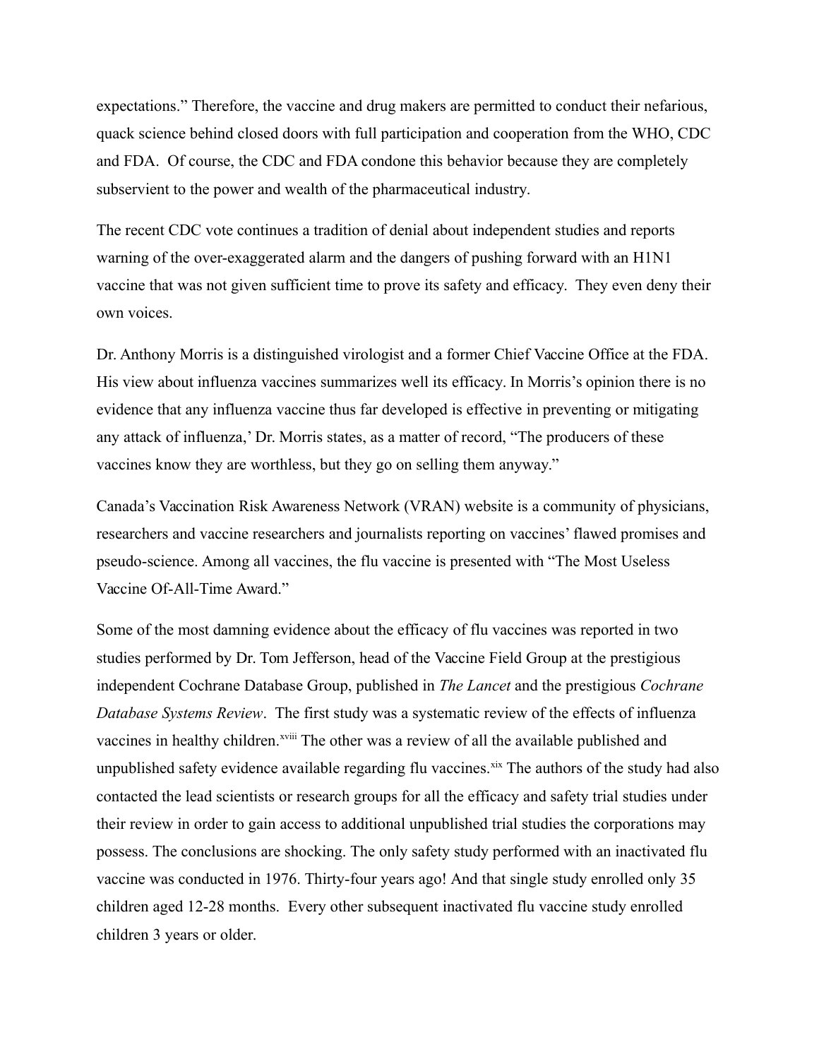expectations." Therefore, the vaccine and drug makers are permitted to conduct their nefarious, quack science behind closed doors with full participation and cooperation from the WHO, CDC and FDA. Of course, the CDC and FDA condone this behavior because they are completely subservient to the power and wealth of the pharmaceutical industry.

The recent CDC vote continues a tradition of denial about independent studies and reports warning of the over-exaggerated alarm and the dangers of pushing forward with an H1N1 vaccine that was not given sufficient time to prove its safety and efficacy. They even deny their own voices.

Dr. Anthony Morris is a distinguished virologist and a former Chief Vaccine Office at the FDA. His view about influenza vaccines summarizes well its efficacy. In Morris's opinion there is no evidence that any influenza vaccine thus far developed is effective in preventing or mitigating any attack of influenza,' Dr. Morris states, as a matter of record, "The producers of these vaccines know they are worthless, but they go on selling them anyway."

Canada's Vaccination Risk Awareness Network (VRAN) website is a community of physicians, researchers and vaccine researchers and journalists reporting on vaccines' flawed promises and pseudo-science. Among all vaccines, the flu vaccine is presented with "The Most Useless Vaccine Of-All-Time Award."

Some of the most damning evidence about the efficacy of flu vaccines was reported in two studies performed by Dr. Tom Jefferson, head of the Vaccine Field Group at the prestigious independent Cochrane Database Group, published in *The Lancet* and the prestigious *Cochrane Database Systems Review*. The first study was a systematic review of the effects of influenza vaccines in healthy children.[xviii] The other was a review of all the available published and unpublished safety evidence available regarding flu vaccines.[xix] The authors of the study had also contacted the lead scientists or research groups for all the efficacy and safety trial studies under their review in order to gain access to additional unpublished trial studies the corporations may possess. The conclusions are shocking. The only safety study performed with an inactivated flu vaccine was conducted in 1976. Thirty-four years ago! And that single study enrolled only 35 children aged 12-28 months. Every other subsequent inactivated flu vaccine study enrolled children 3 years or older.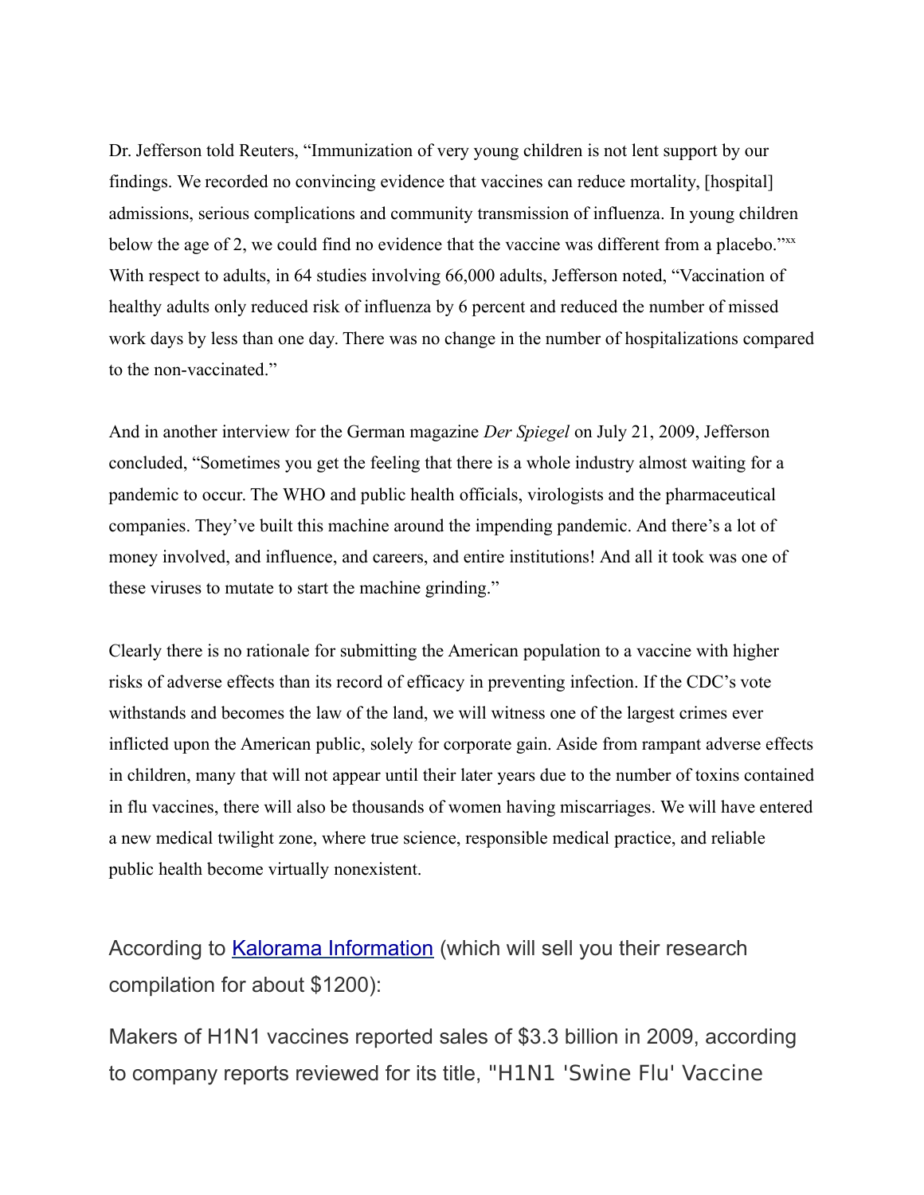Dr. Jefferson told Reuters, "Immunization of very young children is not lent support by our findings. We recorded no convincing evidence that vaccines can reduce mortality, [hospital] admissions, serious complications and community transmission of influenza. In young children below the age of 2, we could find no evidence that the vaccine was different from a placebo."[xx] With respect to adults, in 64 studies involving 66,000 adults, Jefferson noted, "Vaccination of healthy adults only reduced risk of influenza by 6 percent and reduced the number of missed work days by less than one day. There was no change in the number of hospitalizations compared to the non-vaccinated."

And in another interview for the German magazine *Der Spiegel* on July 21, 2009, Jefferson concluded, "Sometimes you get the feeling that there is a whole industry almost waiting for a pandemic to occur. The WHO and public health officials, virologists and the pharmaceutical companies. They've built this machine around the impending pandemic. And there's a lot of money involved, and influence, and careers, and entire institutions! And all it took was one of these viruses to mutate to start the machine grinding."

Clearly there is no rationale for submitting the American population to a vaccine with higher risks of adverse effects than its record of efficacy in preventing infection. If the CDC's vote withstands and becomes the law of the land, we will witness one of the largest crimes ever inflicted upon the American public, solely for corporate gain. Aside from rampant adverse effects in children, many that will not appear until their later years due to the number of toxins contained in flu vaccines, there will also be thousands of women having miscarriages. We will have entered a new medical twilight zone, where true science, responsible medical practice, and reliable public health become virtually nonexistent.

According to [Kalorama Information](#) (which will sell you their research compilation for about $1200):

Makers of H1N1 vaccines reported sales of $3.3 billion in 2009, according to company reports reviewed for its title, "H1N1 'Swine Flu' Vaccine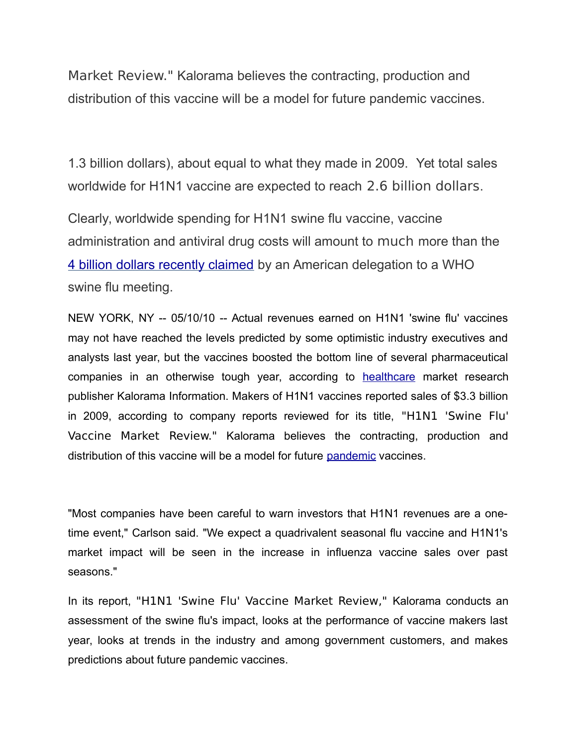Market Review." Kalorama believes the contracting, production and distribution of this vaccine will be a model for future pandemic vaccines.

1.3 billion dollars), about equal to what they made in 2009. Yet total sales worldwide for H1N1 vaccine are expected to reach 2.6 billion dollars.

Clearly, worldwide spending for H1N1 swine flu vaccine, vaccine administration and antiviral drug costs will amount to much more than the 4 billion dollars recently claimed by an American delegation to a WHO swine flu meeting.

NEW YORK, NY -- 05/10/10 -- Actual revenues earned on H1N1 'swine flu' vaccines may not have reached the levels predicted by some optimistic industry executives and analysts last year, but the vaccines boosted the bottom line of several pharmaceutical companies in an otherwise tough year, according to healthcare market research publisher Kalorama Information. Makers of H1N1 vaccines reported sales of $3.3 billion in 2009, according to company reports reviewed for its title, "H1N1 'Swine Flu' Vaccine Market Review." Kalorama believes the contracting, production and distribution of this vaccine will be a model for future pandemic vaccines.

"Most companies have been careful to warn investors that H1N1 revenues are a one-time event," Carlson said. "We expect a quadrivalent seasonal flu vaccine and H1N1's market impact will be seen in the increase in influenza vaccine sales over past seasons."

In its report, "H1N1 'Swine Flu' Vaccine Market Review," Kalorama conducts an assessment of the swine flu's impact, looks at the performance of vaccine makers last year, looks at trends in the industry and among government customers, and makes predictions about future pandemic vaccines.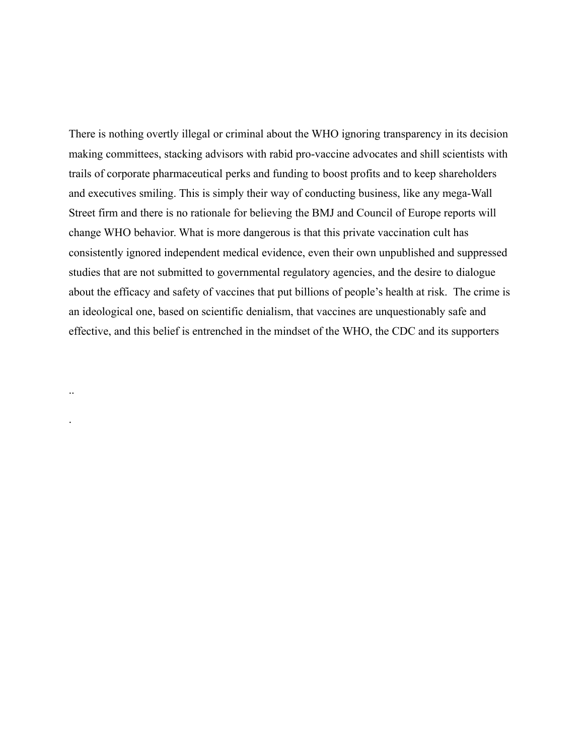There is nothing overtly illegal or criminal about the WHO ignoring transparency in its decision making committees, stacking advisors with rabid pro-vaccine advocates and shill scientists with trails of corporate pharmaceutical perks and funding to boost profits and to keep shareholders and executives smiling. This is simply their way of conducting business, like any mega-Wall Street firm and there is no rationale for believing the BMJ and Council of Europe reports will change WHO behavior. What is more dangerous is that this private vaccination cult has consistently ignored independent medical evidence, even their own unpublished and suppressed studies that are not submitted to governmental regulatory agencies, and the desire to dialogue about the efficacy and safety of vaccines that put billions of people's health at risk. The crime is an ideological one, based on scientific denialism, that vaccines are unquestionably safe and effective, and this belief is entrenched in the mindset of the WHO, the CDC and its supporters

..

.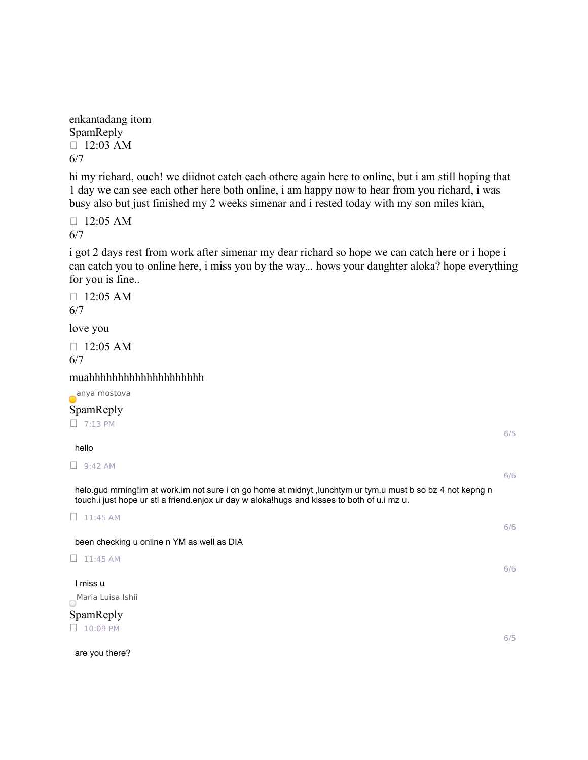enkantadang itom
SpamReply
 12:03 AM
6/7

hi my richard, ouch! we diidnot catch each othere again here to online, but i am still hoping that 1 day we can see each other here both online, i am happy now to hear from you richard, i was busy also but just finished my 2 weeks simenar and i rested today with my son miles kian,

 12:05 AM
6/7

i got 2 days rest from work after simenar my dear richard so hope we can catch here or i hope i can catch you to online here, i miss you by the way... hows your daughter aloka? hope everything for you is fine..

 12:05 AM
6/7

love you

 12:05 AM
6/7

muahhhhhhhhhhhhhhhhhhhhh

anya mostova
SpamReply
 7:13 PM
6/5

hello

 9:42 AM
6/6

helo.gud mrning!im at work.im not sure i cn go home at midnyt ,lunchtym ur tym.u must b so bz 4 not kepng n touch.i just hope ur stl a friend.enjox ur day w aloka!hugs and kisses to both of u.i mz u.

 11:45 AM
6/6

been checking u online n YM as well as DIA

 11:45 AM
6/6

I miss u

Maria Luisa Ishii
SpamReply
 10:09 PM
6/5

are you there?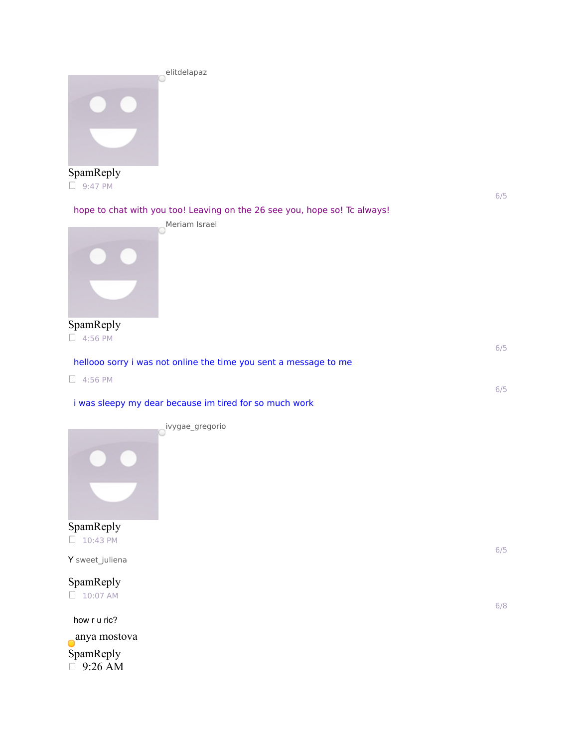elitdelapaz

SpamReply

☐ 9:47 PM

6/5

hope to chat with you too! Leaving on the 26 see you, hope so! Tc always!

Meriam Israel

SpamReply

☐ 4:56 PM

6/5

hellooo sorry i was not online the time you sent a message to me

☐ 4:56 PM

6/5

i was sleepy my dear because im tired for so much work

ivygae_gregorio

SpamReply

☐ 10:43 PM

6/5

Y sweet_juliena

SpamReply

☐ 10:07 AM

6/8

how r u ric?

anya mostova

SpamReply

☐ 9:26 AM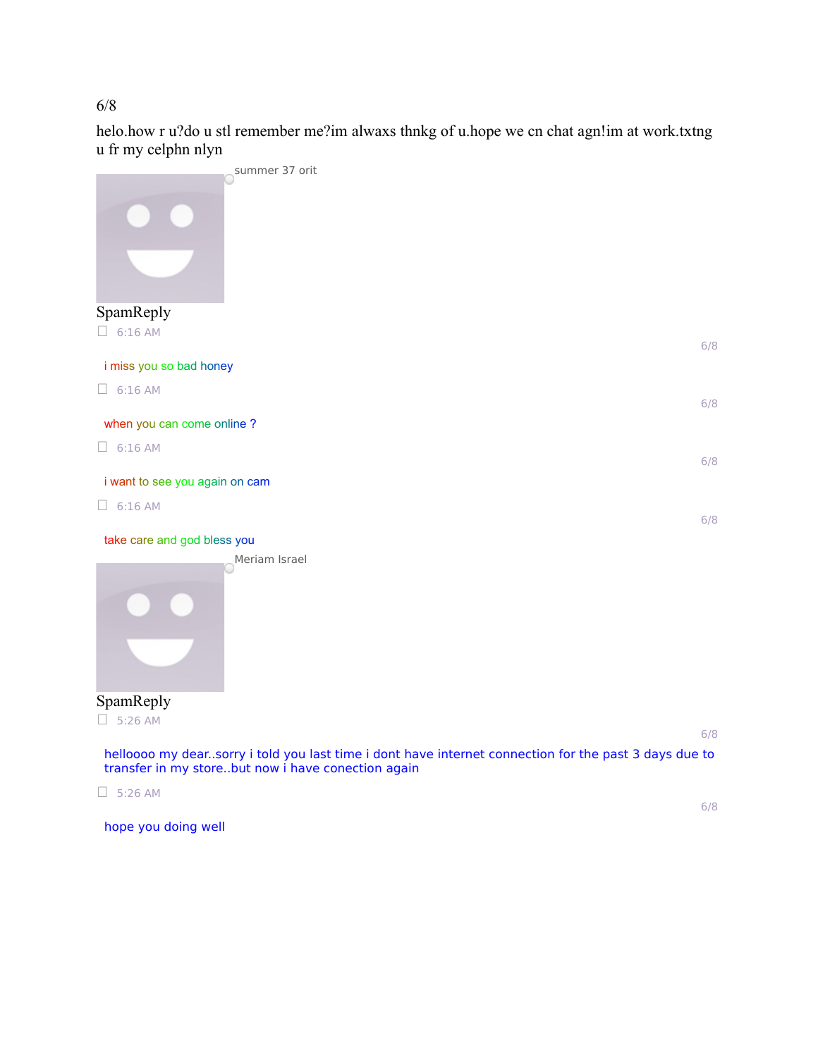6/8

helo.how r u?do u stl remember me?im alwaxs thnkg of u.hope we cn chat agn!im at work.txtng u fr my celphn nlyn

summer 37 orit

SpamReply

☐ 6:16 AM

6/8

i miss you so bad honey

☐ 6:16 AM

6/8

when you can come online ?

☐ 6:16 AM

6/8

i want to see you again on cam

☐ 6:16 AM

6/8

take care and god bless you

Meriam Israel

SpamReply

☐ 5:26 AM

6/8

helloooo my dear..sorry i told you last time i dont have internet connection for the past 3 days due to transfer in my store..but now i have conection again

☐ 5:26 AM

6/8

hope you doing well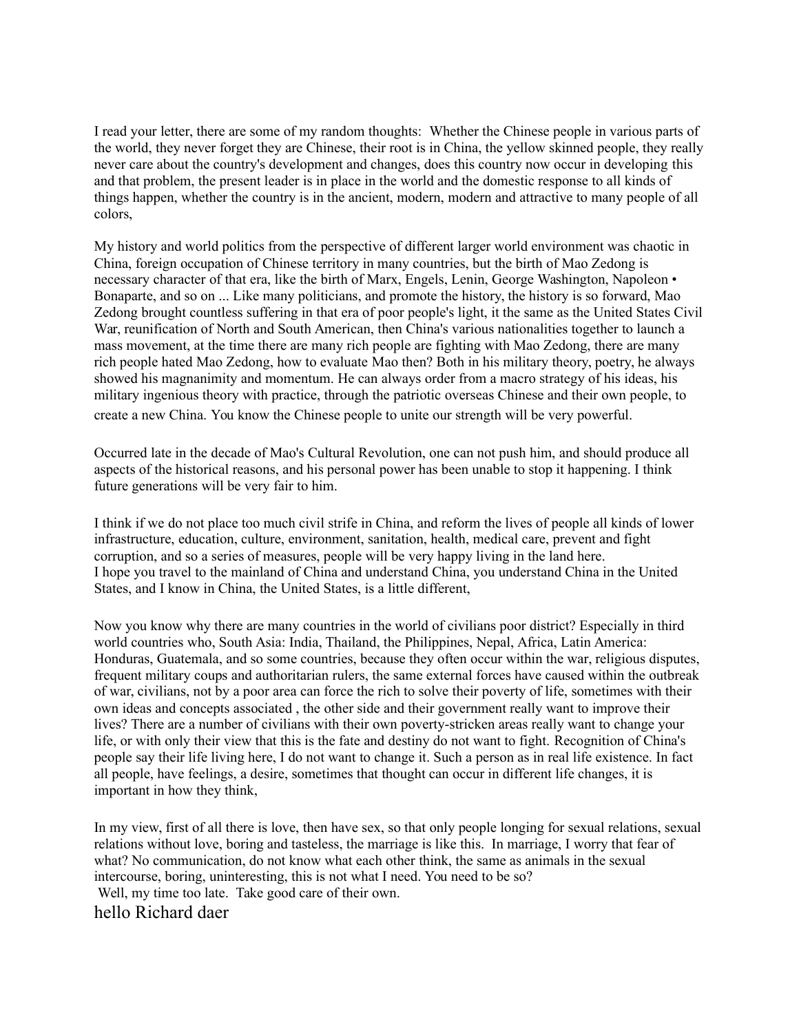I read your letter, there are some of my random thoughts:  Whether the Chinese people in various parts of the world, they never forget they are Chinese, their root is in China, the yellow skinned people, they really never care about the country's development and changes, does this country now occur in developing this and that problem, the present leader is in place in the world and the domestic response to all kinds of things happen, whether the country is in the ancient, modern, modern and attractive to many people of all colors,

My history and world politics from the perspective of different larger world environment was chaotic in China, foreign occupation of Chinese territory in many countries, but the birth of Mao Zedong is necessary character of that era, like the birth of Marx, Engels, Lenin, George Washington, Napoleon • Bonaparte, and so on ... Like many politicians, and promote the history, the history is so forward, Mao Zedong brought countless suffering in that era of poor people's light, it the same as the United States Civil War, reunification of North and South American, then China's various nationalities together to launch a mass movement, at the time there are many rich people are fighting with Mao Zedong, there are many rich people hated Mao Zedong, how to evaluate Mao then? Both in his military theory, poetry, he always showed his magnanimity and momentum. He can always order from a macro strategy of his ideas, his military ingenious theory with practice, through the patriotic overseas Chinese and their own people, to create a new China. You know the Chinese people to unite our strength will be very powerful.

Occurred late in the decade of Mao's Cultural Revolution, one can not push him, and should produce all aspects of the historical reasons, and his personal power has been unable to stop it happening. I think future generations will be very fair to him.

I think if we do not place too much civil strife in China, and reform the lives of people all kinds of lower infrastructure, education, culture, environment, sanitation, health, medical care, prevent and fight corruption, and so a series of measures, people will be very happy living in the land here.
I hope you travel to the mainland of China and understand China, you understand China in the United States, and I know in China, the United States, is a little different,

Now you know why there are many countries in the world of civilians poor district? Especially in third world countries who, South Asia: India, Thailand, the Philippines, Nepal, Africa, Latin America: Honduras, Guatemala, and so some countries, because they often occur within the war, religious disputes, frequent military coups and authoritarian rulers, the same external forces have caused within the outbreak of war, civilians, not by a poor area can force the rich to solve their poverty of life, sometimes with their own ideas and concepts associated , the other side and their government really want to improve their lives? There are a number of civilians with their own poverty-stricken areas really want to change your life, or with only their view that this is the fate and destiny do not want to fight. Recognition of China's people say their life living here, I do not want to change it. Such a person as in real life existence. In fact all people, have feelings, a desire, sometimes that thought can occur in different life changes, it is important in how they think,

In my view, first of all there is love, then have sex, so that only people longing for sexual relations, sexual relations without love, boring and tasteless, the marriage is like this.  In marriage, I worry that fear of what? No communication, do not know what each other think, the same as animals in the sexual intercourse, boring, uninteresting, this is not what I need. You need to be so?
 Well, my time too late.  Take good care of their own.

hello Richard daer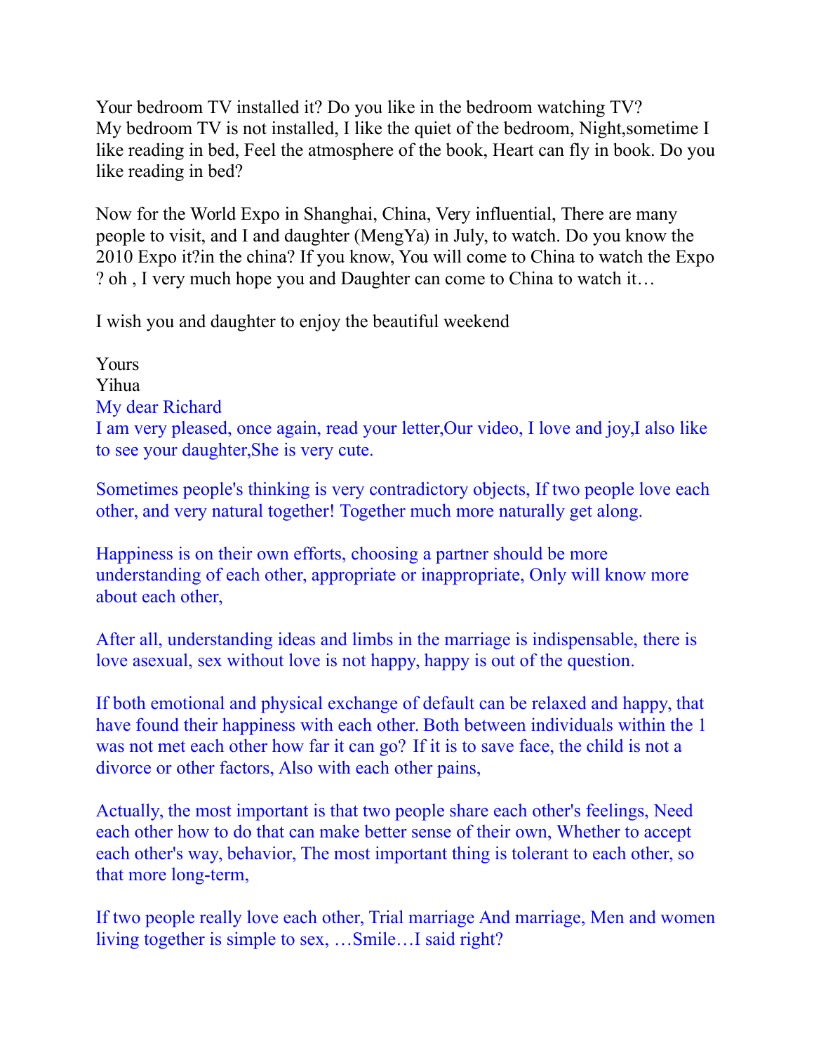Your bedroom TV installed it? Do you like in the bedroom watching TV?
My bedroom TV is not installed, I like the quiet of the bedroom, Night,sometime I like reading in bed, Feel the atmosphere of the book, Heart can fly in book. Do you like reading in bed?

Now for the World Expo in Shanghai, China, Very influential, There are many people to visit, and I and daughter (MengYa) in July, to watch. Do you know the 2010 Expo it?in the china? If you know, You will come to China to watch the Expo ? oh , I very much hope you and Daughter can come to China to watch it…

I wish you and daughter to enjoy the beautiful weekend

Yours
Yihua

My dear Richard
I am very pleased, once again, read your letter,Our video, I love and joy,I also like to see your daughter,She is very cute.

Sometimes people's thinking is very contradictory objects, If two people love each other, and very natural together! Together much more naturally get along.

Happiness is on their own efforts, choosing a partner should be more understanding of each other, appropriate or inappropriate, Only will know more about each other,

After all, understanding ideas and limbs in the marriage is indispensable, there is love asexual, sex without love is not happy, happy is out of the question.

If both emotional and physical exchange of default can be relaxed and happy, that have found their happiness with each other. Both between individuals within the 1 was not met each other how far it can go? If it is to save face, the child is not a divorce or other factors, Also with each other pains,

Actually, the most important is that two people share each other's feelings, Need each other how to do that can make better sense of their own, Whether to accept each other's way, behavior, The most important thing is tolerant to each other, so that more long-term,

If two people really love each other, Trial marriage And marriage, Men and women living together is simple to sex, …Smile…I said right?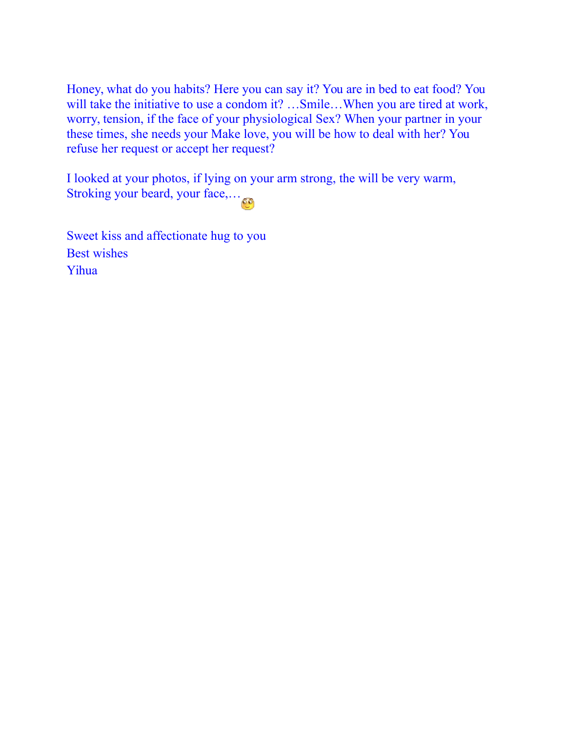Honey, what do you habits? Here you can say it? You are in bed to eat food? You will take the initiative to use a condom it? …Smile…When you are tired at work, worry, tension, if the face of your physiological Sex? When your partner in your these times, she needs your Make love, you will be how to deal with her? You refuse her request or accept her request?

I looked at your photos, if lying on your arm strong, the will be very warm, Stroking your beard, your face,…

Sweet kiss and affectionate hug to you

Best wishes

Yihua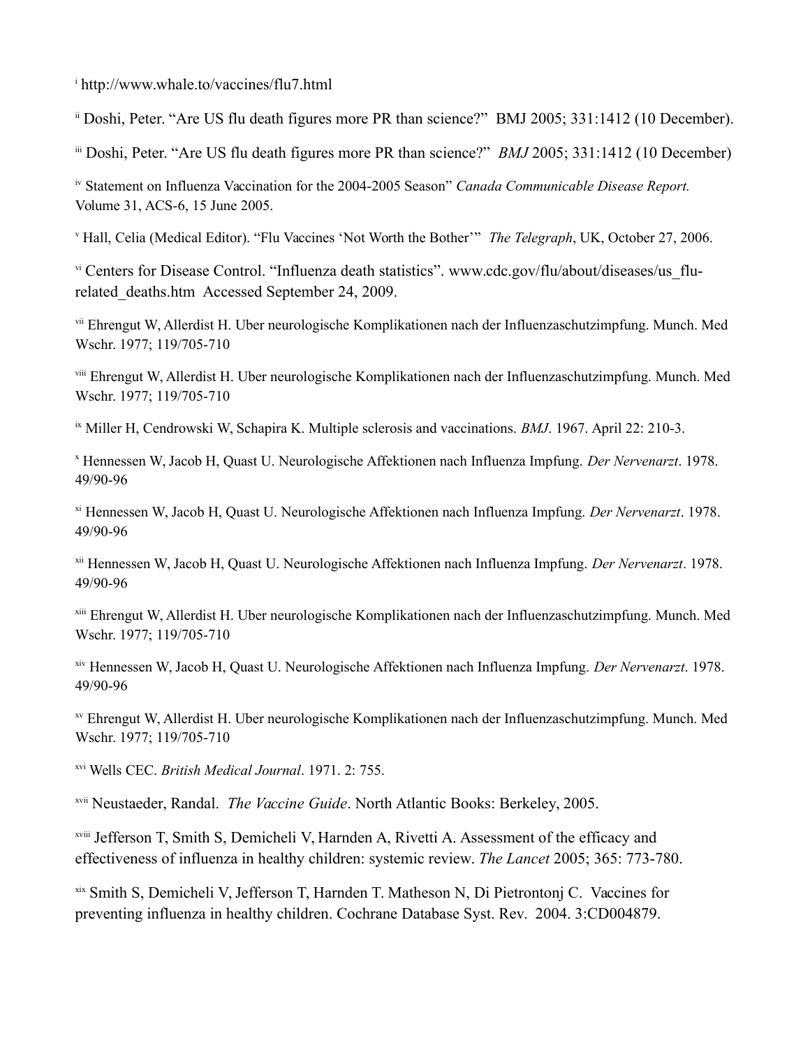[i] http://www.whale.to/vaccines/flu7.html

[ii] Doshi, Peter. "Are US flu death figures more PR than science?" BMJ 2005; 331:1412 (10 December).

[iii] Doshi, Peter. "Are US flu death figures more PR than science?" *BMJ* 2005; 331:1412 (10 December)

[iv] Statement on Influenza Vaccination for the 2004-2005 Season" *Canada Communicable Disease Report.* Volume 31, ACS-6, 15 June 2005.

[v] Hall, Celia (Medical Editor). "Flu Vaccines 'Not Worth the Bother'" *The Telegraph*, UK, October 27, 2006.

[vi] Centers for Disease Control. "Influenza death statistics". www.cdc.gov/flu/about/diseases/us_flu-related_deaths.htm Accessed September 24, 2009.

[vii] Ehrengut W, Allerdist H. Uber neurologische Komplikationen nach der Influenzaschutzimpfung. Munch. Med Wschr. 1977; 119/705-710

[viii] Ehrengut W, Allerdist H. Uber neurologische Komplikationen nach der Influenzaschutzimpfung. Munch. Med Wschr. 1977; 119/705-710

[ix] Miller H, Cendrowski W, Schapira K. Multiple sclerosis and vaccinations. *BMJ*. 1967. April 22: 210-3.

[x] Hennessen W, Jacob H, Quast U. Neurologische Affektionen nach Influenza Impfung. *Der Nervenarzt*. 1978. 49/90-96

[xi] Hennessen W, Jacob H, Quast U. Neurologische Affektionen nach Influenza Impfung. *Der Nervenarzt*. 1978. 49/90-96

[xii] Hennessen W, Jacob H, Quast U. Neurologische Affektionen nach Influenza Impfung. *Der Nervenarzt*. 1978. 49/90-96

[xiii] Ehrengut W, Allerdist H. Uber neurologische Komplikationen nach der Influenzaschutzimpfung. Munch. Med Wschr. 1977; 119/705-710

[xiv] Hennessen W, Jacob H, Quast U. Neurologische Affektionen nach Influenza Impfung. *Der Nervenarzt*. 1978. 49/90-96

[xv] Ehrengut W, Allerdist H. Uber neurologische Komplikationen nach der Influenzaschutzimpfung. Munch. Med Wschr. 1977; 119/705-710

[xvi] Wells CEC. *British Medical Journal*. 1971. 2: 755.

[xvii] Neustaeder, Randal. *The Vaccine Guide*. North Atlantic Books: Berkeley, 2005.

[xviii] Jefferson T, Smith S, Demicheli V, Harnden A, Rivetti A. Assessment of the efficacy and effectiveness of influenza in healthy children: systemic review. *The Lancet* 2005; 365: 773-780.

[xix] Smith S, Demicheli V, Jefferson T, Harnden T. Matheson N, Di Pietrontonj C. Vaccines for preventing influenza in healthy children. Cochrane Database Syst. Rev. 2004. 3:CD004879.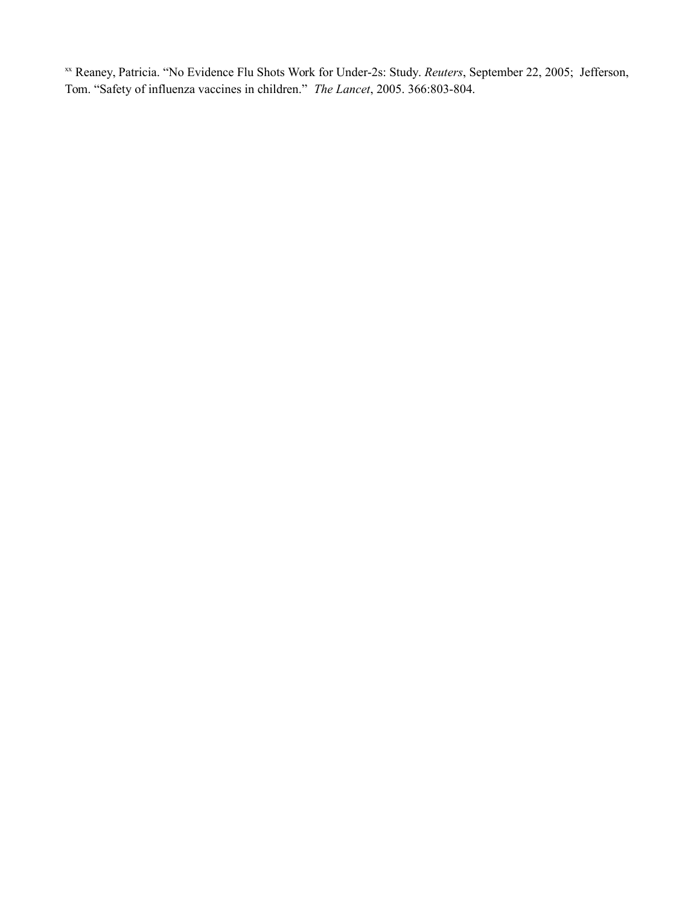[xx] Reaney, Patricia. "No Evidence Flu Shots Work for Under-2s: Study. *Reuters*, September 22, 2005; Jefferson, Tom. "Safety of influenza vaccines in children." *The Lancet*, 2005. 366:803-804.